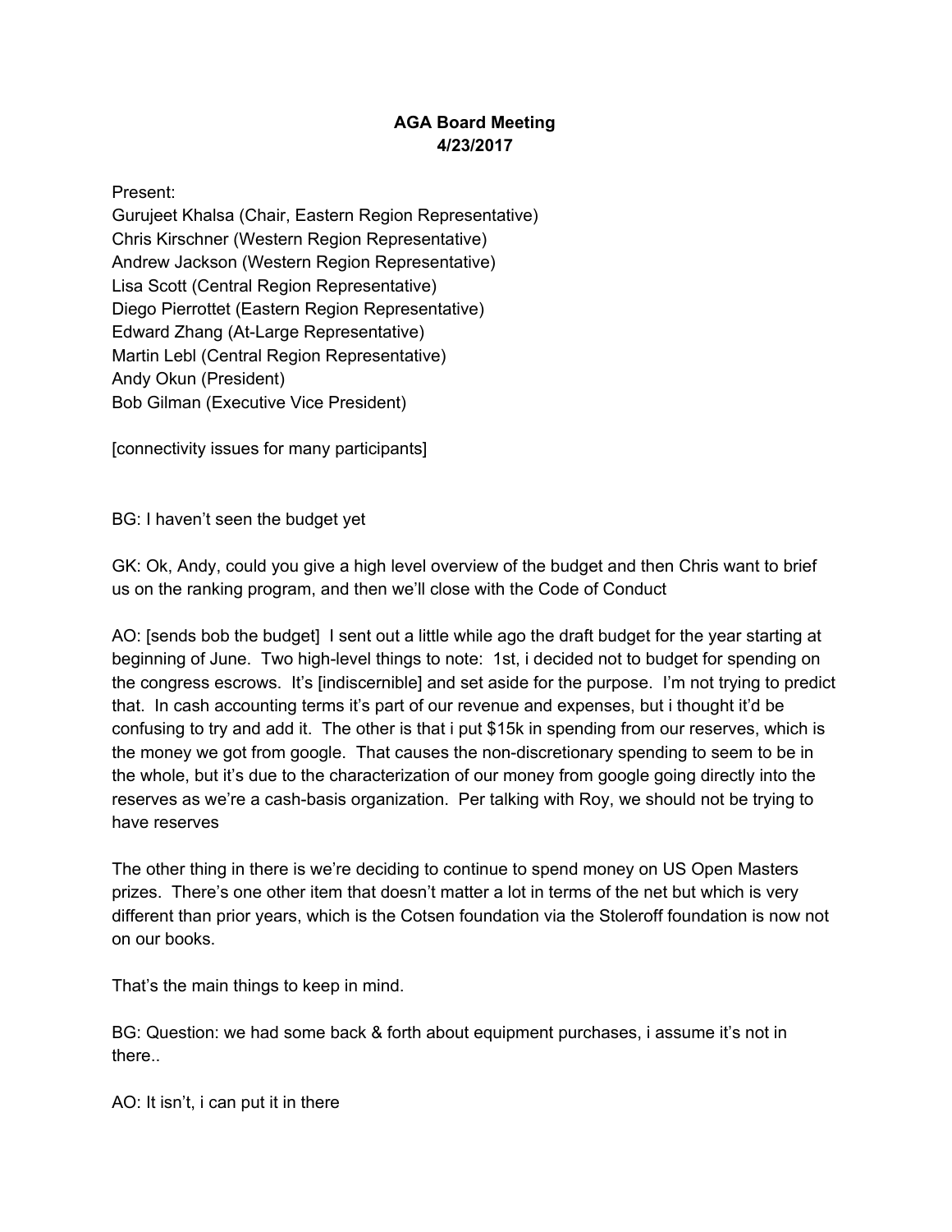**AGA Board Meeting**
**4/23/2017**

Present:
Gurujeet Khalsa (Chair, Eastern Region Representative)
Chris Kirschner (Western Region Representative)
Andrew Jackson (Western Region Representative)
Lisa Scott (Central Region Representative)
Diego Pierrottet (Eastern Region Representative)
Edward Zhang (At-Large Representative)
Martin Lebl (Central Region Representative)
Andy Okun (President)
Bob Gilman (Executive Vice President)

[connectivity issues for many participants]

BG: I haven't seen the budget yet

GK: Ok, Andy, could you give a high level overview of the budget and then Chris want to brief us on the ranking program, and then we'll close with the Code of Conduct

AO: [sends bob the budget] I sent out a little while ago the draft budget for the year starting at beginning of June. Two high-level things to note: 1st, i decided not to budget for spending on the congress escrows. It's [indiscernible] and set aside for the purpose. I'm not trying to predict that. In cash accounting terms it's part of our revenue and expenses, but i thought it'd be confusing to try and add it. The other is that i put $15k in spending from our reserves, which is the money we got from google. That causes the non-discretionary spending to seem to be in the whole, but it's due to the characterization of our money from google going directly into the reserves as we're a cash-basis organization. Per talking with Roy, we should not be trying to have reserves

The other thing in there is we're deciding to continue to spend money on US Open Masters prizes. There's one other item that doesn't matter a lot in terms of the net but which is very different than prior years, which is the Cotsen foundation via the Stoleroff foundation is now not on our books.

That's the main things to keep in mind.

BG: Question: we had some back & forth about equipment purchases, i assume it's not in there..

AO: It isn't, i can put it in there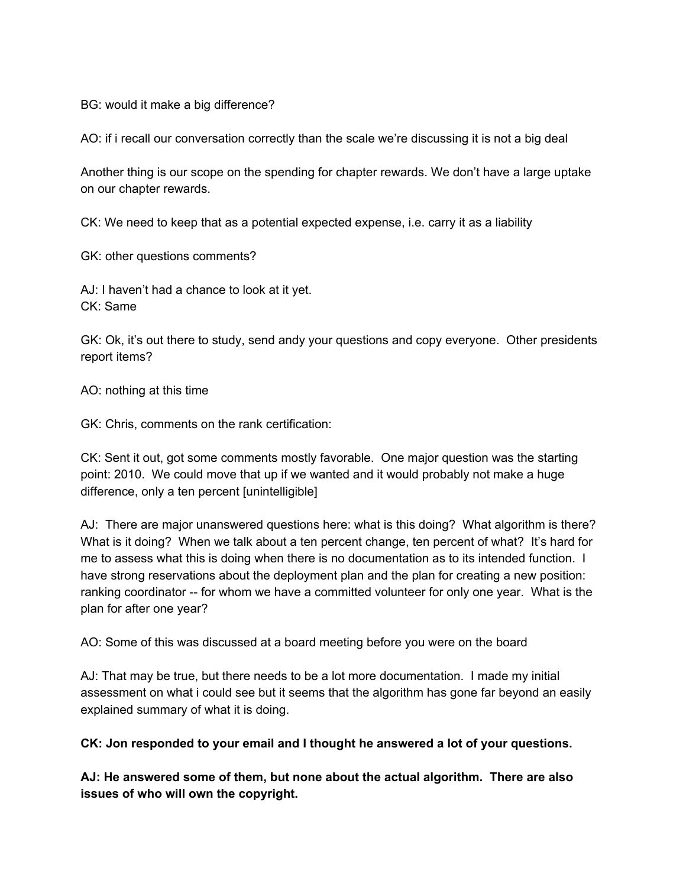BG: would it make a big difference?

AO: if i recall our conversation correctly than the scale we're discussing it is not a big deal

Another thing is our scope on the spending for chapter rewards. We don't have a large uptake on our chapter rewards.

CK: We need to keep that as a potential expected expense, i.e. carry it as a liability

GK: other questions comments?

AJ: I haven't had a chance to look at it yet.
CK: Same

GK: Ok, it's out there to study, send andy your questions and copy everyone. Other presidents report items?

AO: nothing at this time

GK: Chris, comments on the rank certification:

CK: Sent it out, got some comments mostly favorable. One major question was the starting point: 2010. We could move that up if we wanted and it would probably not make a huge difference, only a ten percent [unintelligible]

AJ: There are major unanswered questions here: what is this doing? What algorithm is there? What is it doing? When we talk about a ten percent change, ten percent of what? It's hard for me to assess what this is doing when there is no documentation as to its intended function. I have strong reservations about the deployment plan and the plan for creating a new position: ranking coordinator -- for whom we have a committed volunteer for only one year. What is the plan for after one year?

AO: Some of this was discussed at a board meeting before you were on the board

AJ: That may be true, but there needs to be a lot more documentation. I made my initial assessment on what i could see but it seems that the algorithm has gone far beyond an easily explained summary of what it is doing.

**CK: Jon responded to your email and I thought he answered a lot of your questions.**

**AJ: He answered some of them, but none about the actual algorithm. There are also issues of who will own the copyright.**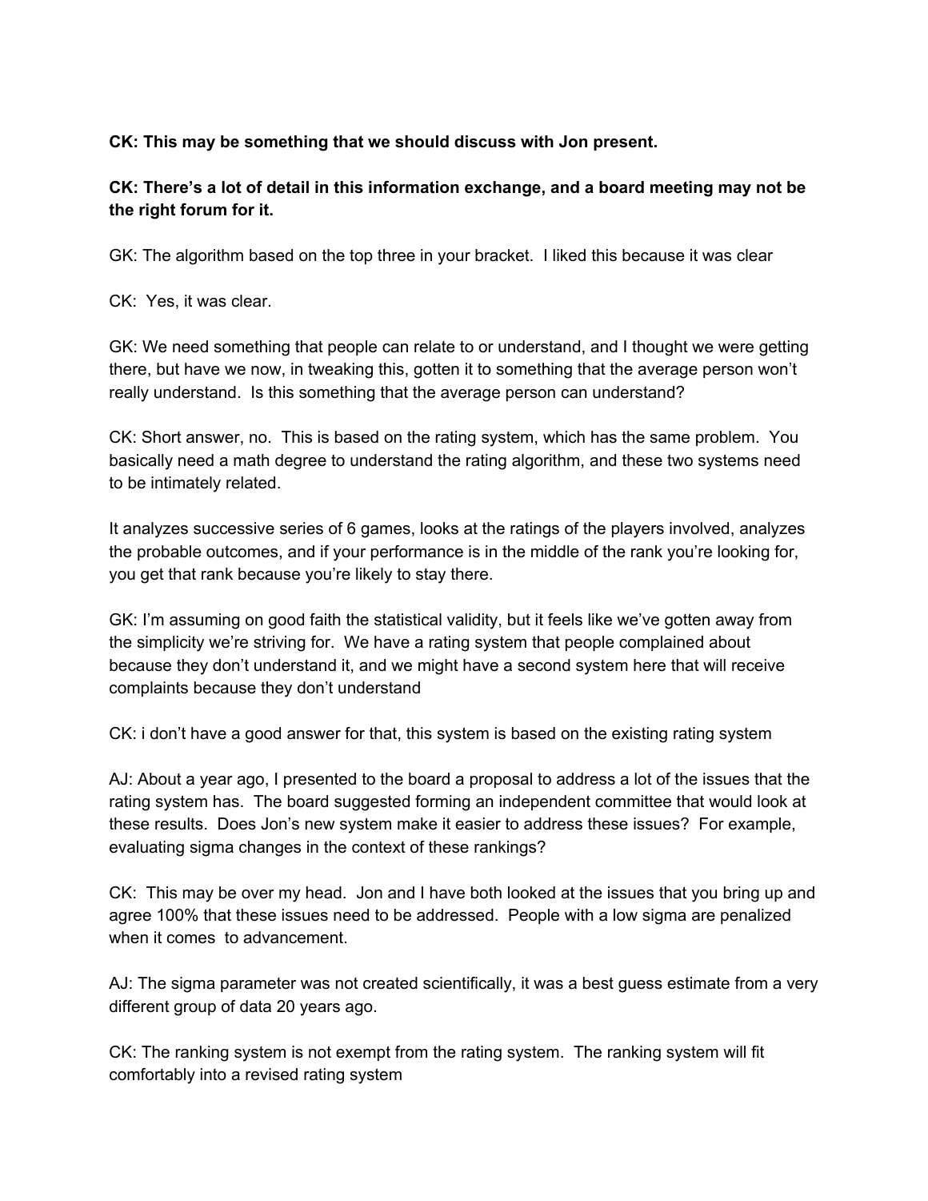**CK: This may be something that we should discuss with Jon present.**

**CK: There's a lot of detail in this information exchange, and a board meeting may not be the right forum for it.**

GK: The algorithm based on the top three in your bracket. I liked this because it was clear

CK: Yes, it was clear.

GK: We need something that people can relate to or understand, and I thought we were getting there, but have we now, in tweaking this, gotten it to something that the average person won't really understand. Is this something that the average person can understand?

CK: Short answer, no. This is based on the rating system, which has the same problem. You basically need a math degree to understand the rating algorithm, and these two systems need to be intimately related.

It analyzes successive series of 6 games, looks at the ratings of the players involved, analyzes the probable outcomes, and if your performance is in the middle of the rank you're looking for, you get that rank because you're likely to stay there.

GK: I'm assuming on good faith the statistical validity, but it feels like we've gotten away from the simplicity we're striving for. We have a rating system that people complained about because they don't understand it, and we might have a second system here that will receive complaints because they don't understand

CK: i don't have a good answer for that, this system is based on the existing rating system

AJ: About a year ago, I presented to the board a proposal to address a lot of the issues that the rating system has. The board suggested forming an independent committee that would look at these results. Does Jon's new system make it easier to address these issues? For example, evaluating sigma changes in the context of these rankings?

CK: This may be over my head. Jon and I have both looked at the issues that you bring up and agree 100% that these issues need to be addressed. People with a low sigma are penalized when it comes to advancement.

AJ: The sigma parameter was not created scientifically, it was a best guess estimate from a very different group of data 20 years ago.

CK: The ranking system is not exempt from the rating system. The ranking system will fit comfortably into a revised rating system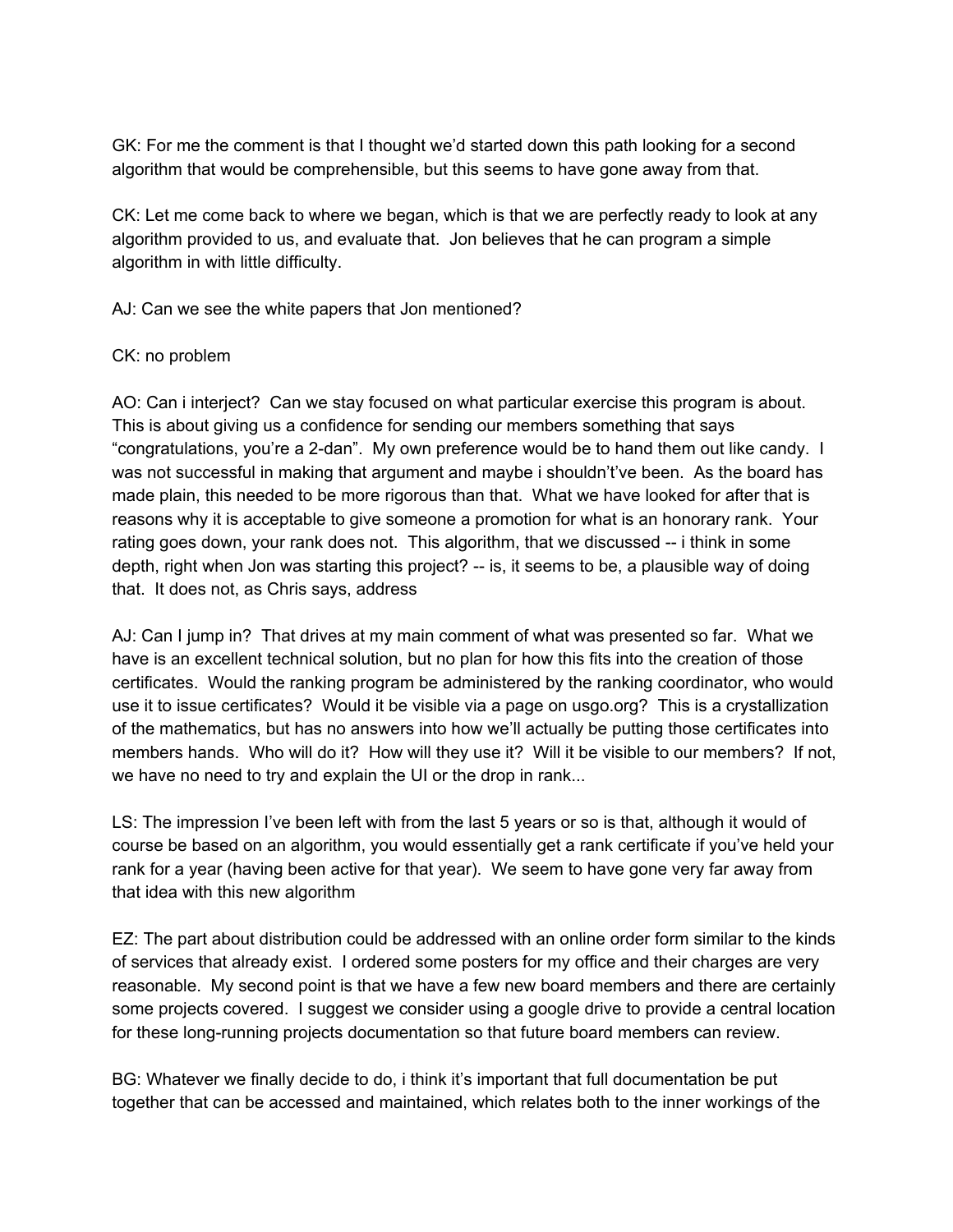GK: For me the comment is that I thought we'd started down this path looking for a second algorithm that would be comprehensible, but this seems to have gone away from that.

CK: Let me come back to where we began, which is that we are perfectly ready to look at any algorithm provided to us, and evaluate that. Jon believes that he can program a simple algorithm in with little difficulty.

AJ: Can we see the white papers that Jon mentioned?

CK: no problem

AO: Can i interject? Can we stay focused on what particular exercise this program is about. This is about giving us a confidence for sending our members something that says "congratulations, you're a 2-dan". My own preference would be to hand them out like candy. I was not successful in making that argument and maybe i shouldn't've been. As the board has made plain, this needed to be more rigorous than that. What we have looked for after that is reasons why it is acceptable to give someone a promotion for what is an honorary rank. Your rating goes down, your rank does not. This algorithm, that we discussed -- i think in some depth, right when Jon was starting this project? -- is, it seems to be, a plausible way of doing that. It does not, as Chris says, address

AJ: Can I jump in? That drives at my main comment of what was presented so far. What we have is an excellent technical solution, but no plan for how this fits into the creation of those certificates. Would the ranking program be administered by the ranking coordinator, who would use it to issue certificates? Would it be visible via a page on usgo.org? This is a crystallization of the mathematics, but has no answers into how we'll actually be putting those certificates into members hands. Who will do it? How will they use it? Will it be visible to our members? If not, we have no need to try and explain the UI or the drop in rank...

LS: The impression I've been left with from the last 5 years or so is that, although it would of course be based on an algorithm, you would essentially get a rank certificate if you've held your rank for a year (having been active for that year). We seem to have gone very far away from that idea with this new algorithm

EZ: The part about distribution could be addressed with an online order form similar to the kinds of services that already exist. I ordered some posters for my office and their charges are very reasonable. My second point is that we have a few new board members and there are certainly some projects covered. I suggest we consider using a google drive to provide a central location for these long-running projects documentation so that future board members can review.

BG: Whatever we finally decide to do, i think it's important that full documentation be put together that can be accessed and maintained, which relates both to the inner workings of the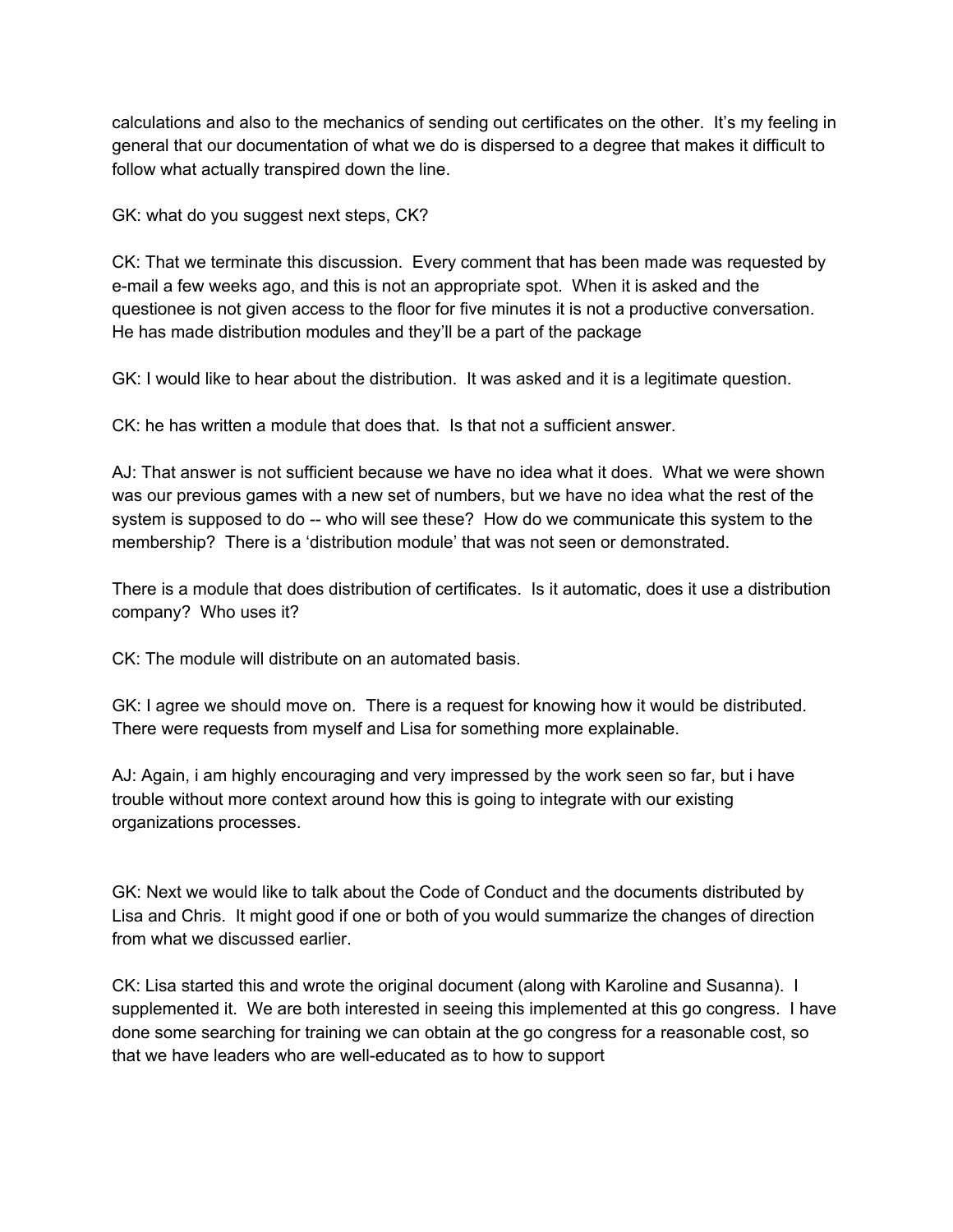calculations and also to the mechanics of sending out certificates on the other. It's my feeling in general that our documentation of what we do is dispersed to a degree that makes it difficult to follow what actually transpired down the line.

GK: what do you suggest next steps, CK?

CK: That we terminate this discussion. Every comment that has been made was requested by e-mail a few weeks ago, and this is not an appropriate spot. When it is asked and the questionee is not given access to the floor for five minutes it is not a productive conversation. He has made distribution modules and they'll be a part of the package

GK: I would like to hear about the distribution. It was asked and it is a legitimate question.

CK: he has written a module that does that. Is that not a sufficient answer.

AJ: That answer is not sufficient because we have no idea what it does. What we were shown was our previous games with a new set of numbers, but we have no idea what the rest of the system is supposed to do -- who will see these? How do we communicate this system to the membership? There is a 'distribution module' that was not seen or demonstrated.

There is a module that does distribution of certificates. Is it automatic, does it use a distribution company? Who uses it?

CK: The module will distribute on an automated basis.

GK: I agree we should move on. There is a request for knowing how it would be distributed. There were requests from myself and Lisa for something more explainable.

AJ: Again, i am highly encouraging and very impressed by the work seen so far, but i have trouble without more context around how this is going to integrate with our existing organizations processes.

GK: Next we would like to talk about the Code of Conduct and the documents distributed by Lisa and Chris. It might good if one or both of you would summarize the changes of direction from what we discussed earlier.

CK: Lisa started this and wrote the original document (along with Karoline and Susanna). I supplemented it. We are both interested in seeing this implemented at this go congress. I have done some searching for training we can obtain at the go congress for a reasonable cost, so that we have leaders who are well-educated as to how to support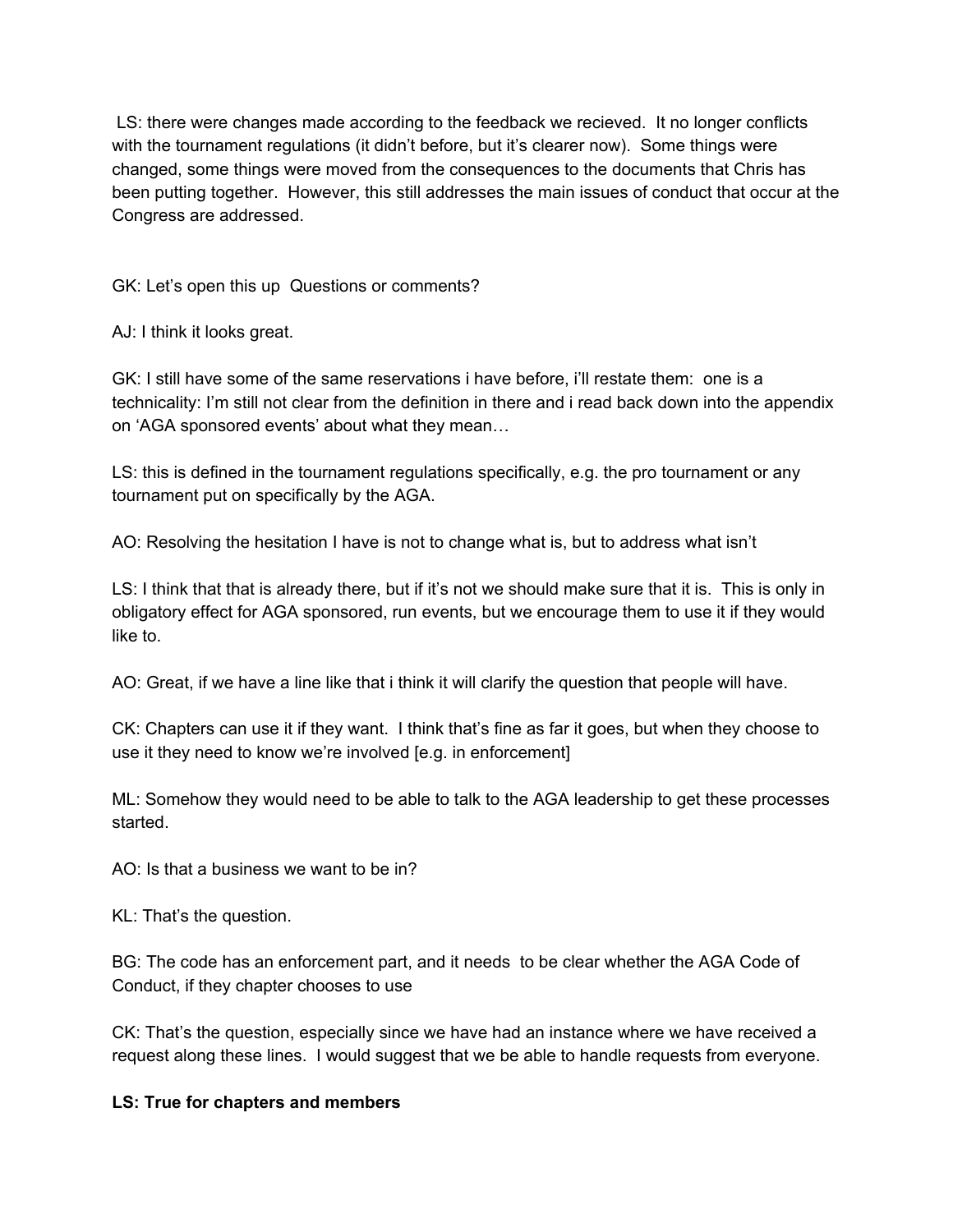LS: there were changes made according to the feedback we recieved.  It no longer conflicts with the tournament regulations (it didn't before, but it's clearer now).  Some things were changed, some things were moved from the consequences to the documents that Chris has been putting together.  However, this still addresses the main issues of conduct that occur at the Congress are addressed.

GK: Let's open this up  Questions or comments?

AJ: I think it looks great.

GK: I still have some of the same reservations i have before, i'll restate them:  one is a technicality: I'm still not clear from the definition in there and i read back down into the appendix on 'AGA sponsored events' about what they mean…

LS: this is defined in the tournament regulations specifically, e.g. the pro tournament or any tournament put on specifically by the AGA.

AO: Resolving the hesitation I have is not to change what is, but to address what isn't

LS: I think that that is already there, but if it's not we should make sure that it is.  This is only in obligatory effect for AGA sponsored, run events, but we encourage them to use it if they would like to.

AO: Great, if we have a line like that i think it will clarify the question that people will have.

CK: Chapters can use it if they want.  I think that's fine as far it goes, but when they choose to use it they need to know we're involved [e.g. in enforcement]

ML: Somehow they would need to be able to talk to the AGA leadership to get these processes started.

AO: Is that a business we want to be in?

KL: That's the question.

BG: The code has an enforcement part, and it needs  to be clear whether the AGA Code of Conduct, if they chapter chooses to use

CK: That's the question, especially since we have had an instance where we have received a request along these lines.  I would suggest that we be able to handle requests from everyone.

**LS: True for chapters and members**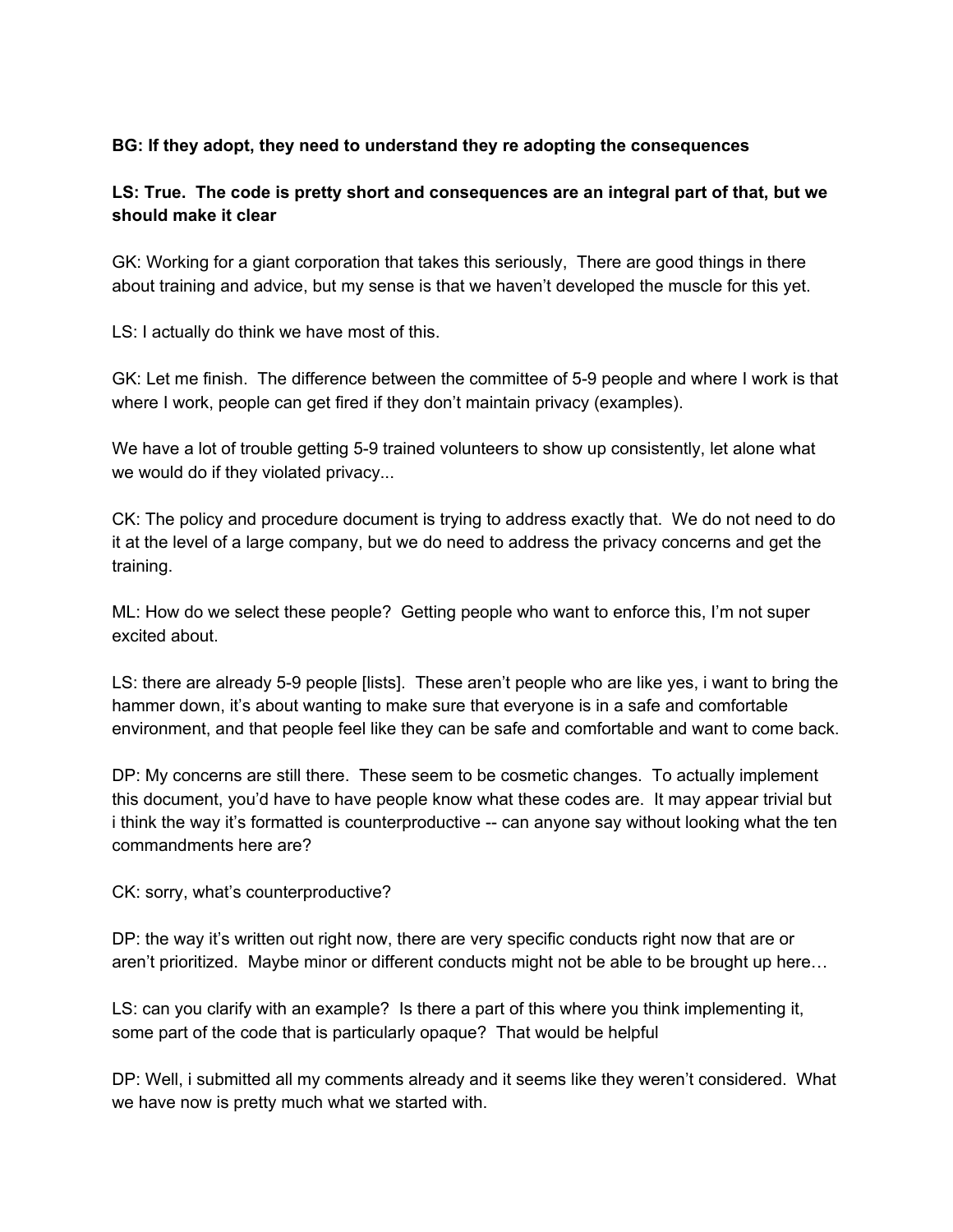**BG: If they adopt, they need to understand they re adopting the consequences**

**LS: True. The code is pretty short and consequences are an integral part of that, but we should make it clear**

GK: Working for a giant corporation that takes this seriously, There are good things in there about training and advice, but my sense is that we haven't developed the muscle for this yet.

LS: I actually do think we have most of this.

GK: Let me finish. The difference between the committee of 5-9 people and where I work is that where I work, people can get fired if they don't maintain privacy (examples).

We have a lot of trouble getting 5-9 trained volunteers to show up consistently, let alone what we would do if they violated privacy...

CK: The policy and procedure document is trying to address exactly that. We do not need to do it at the level of a large company, but we do need to address the privacy concerns and get the training.

ML: How do we select these people? Getting people who want to enforce this, I'm not super excited about.

LS: there are already 5-9 people [lists]. These aren't people who are like yes, i want to bring the hammer down, it's about wanting to make sure that everyone is in a safe and comfortable environment, and that people feel like they can be safe and comfortable and want to come back.

DP: My concerns are still there. These seem to be cosmetic changes. To actually implement this document, you'd have to have people know what these codes are. It may appear trivial but i think the way it's formatted is counterproductive -- can anyone say without looking what the ten commandments here are?

CK: sorry, what's counterproductive?

DP: the way it's written out right now, there are very specific conducts right now that are or aren't prioritized. Maybe minor or different conducts might not be able to be brought up here…

LS: can you clarify with an example? Is there a part of this where you think implementing it, some part of the code that is particularly opaque? That would be helpful

DP: Well, i submitted all my comments already and it seems like they weren't considered. What we have now is pretty much what we started with.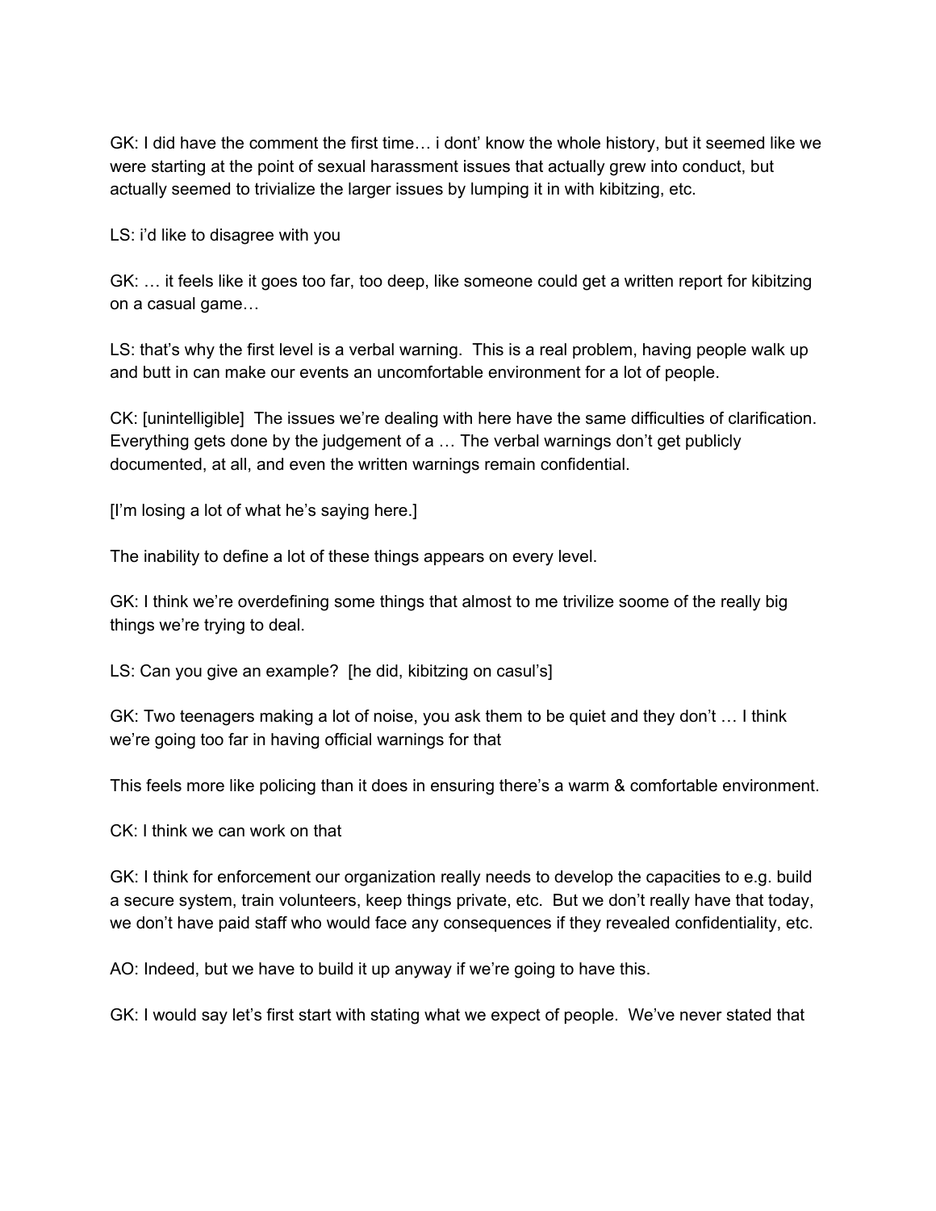GK: I did have the comment the first time… i dont' know the whole history, but it seemed like we were starting at the point of sexual harassment issues that actually grew into conduct, but actually seemed to trivialize the larger issues by lumping it in with kibitzing, etc.

LS: i'd like to disagree with you

GK: … it feels like it goes too far, too deep, like someone could get a written report for kibitzing on a casual game…

LS: that's why the first level is a verbal warning. This is a real problem, having people walk up and butt in can make our events an uncomfortable environment for a lot of people.

CK: [unintelligible] The issues we're dealing with here have the same difficulties of clarification. Everything gets done by the judgement of a … The verbal warnings don't get publicly documented, at all, and even the written warnings remain confidential.

[I'm losing a lot of what he's saying here.]

The inability to define a lot of these things appears on every level.

GK: I think we're overdefining some things that almost to me trivilize soome of the really big things we're trying to deal.

LS: Can you give an example? [he did, kibitzing on casul's]

GK: Two teenagers making a lot of noise, you ask them to be quiet and they don't … I think we're going too far in having official warnings for that

This feels more like policing than it does in ensuring there's a warm & comfortable environment.

CK: I think we can work on that

GK: I think for enforcement our organization really needs to develop the capacities to e.g. build a secure system, train volunteers, keep things private, etc. But we don't really have that today, we don't have paid staff who would face any consequences if they revealed confidentiality, etc.

AO: Indeed, but we have to build it up anyway if we're going to have this.

GK: I would say let's first start with stating what we expect of people. We've never stated that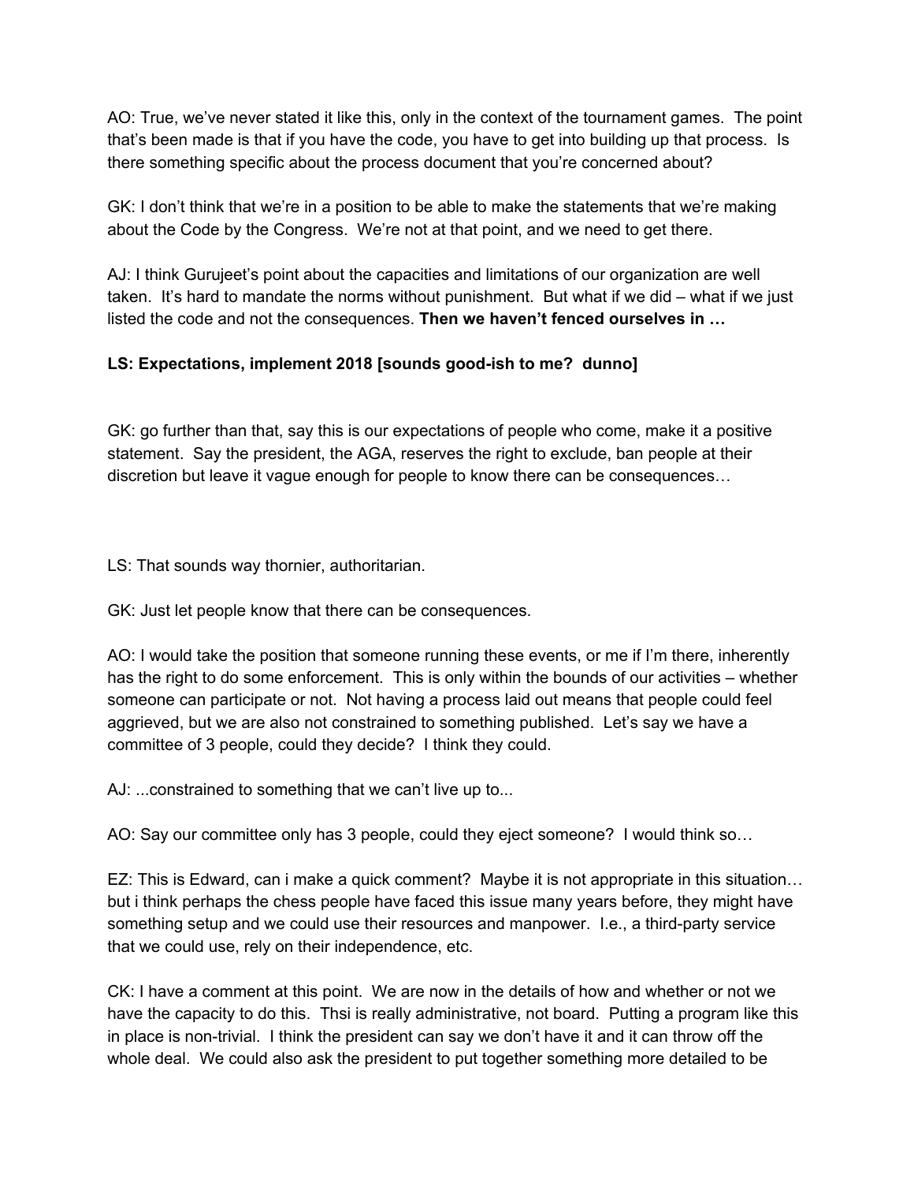AO: True, we've never stated it like this, only in the context of the tournament games. The point that's been made is that if you have the code, you have to get into building up that process. Is there something specific about the process document that you're concerned about?

GK: I don't think that we're in a position to be able to make the statements that we're making about the Code by the Congress. We're not at that point, and we need to get there.

AJ: I think Gurujeet's point about the capacities and limitations of our organization are well taken. It's hard to mandate the norms without punishment. But what if we did – what if we just listed the code and not the consequences. **Then we haven't fenced ourselves in …**

**LS: Expectations, implement 2018 [sounds good-ish to me? dunno]**

GK: go further than that, say this is our expectations of people who come, make it a positive statement. Say the president, the AGA, reserves the right to exclude, ban people at their discretion but leave it vague enough for people to know there can be consequences…

LS: That sounds way thornier, authoritarian.

GK: Just let people know that there can be consequences.

AO: I would take the position that someone running these events, or me if I'm there, inherently has the right to do some enforcement. This is only within the bounds of our activities – whether someone can participate or not. Not having a process laid out means that people could feel aggrieved, but we are also not constrained to something published. Let's say we have a committee of 3 people, could they decide? I think they could.

AJ: ...constrained to something that we can't live up to...

AO: Say our committee only has 3 people, could they eject someone? I would think so…

EZ: This is Edward, can i make a quick comment? Maybe it is not appropriate in this situation… but i think perhaps the chess people have faced this issue many years before, they might have something setup and we could use their resources and manpower. I.e., a third-party service that we could use, rely on their independence, etc.

CK: I have a comment at this point. We are now in the details of how and whether or not we have the capacity to do this. Thsi is really administrative, not board. Putting a program like this in place is non-trivial. I think the president can say we don't have it and it can throw off the whole deal. We could also ask the president to put together something more detailed to be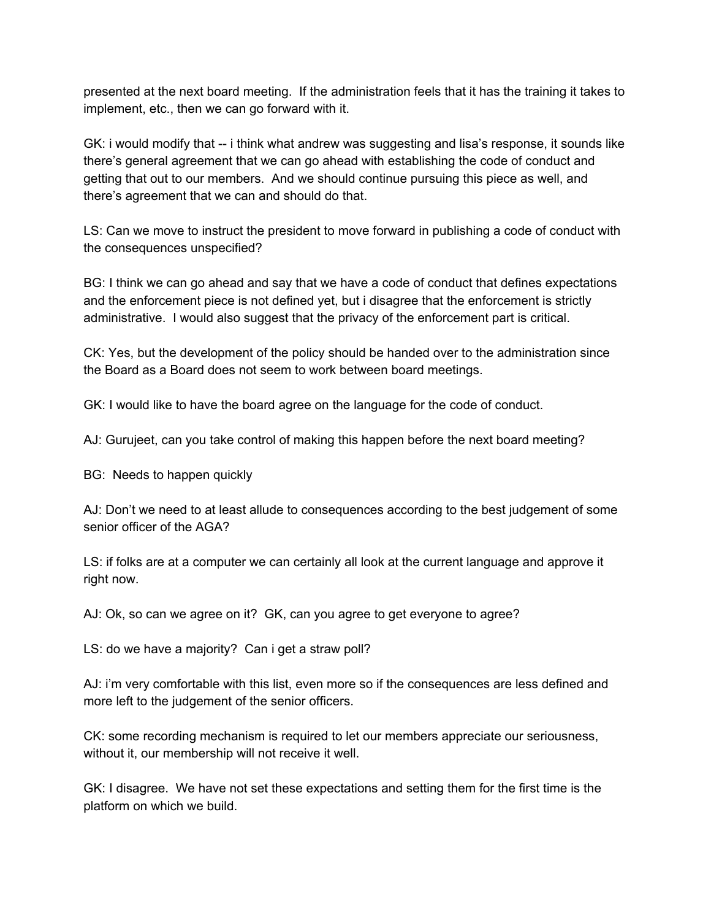presented at the next board meeting. If the administration feels that it has the training it takes to implement, etc., then we can go forward with it.

GK: i would modify that -- i think what andrew was suggesting and lisa's response, it sounds like there's general agreement that we can go ahead with establishing the code of conduct and getting that out to our members. And we should continue pursuing this piece as well, and there's agreement that we can and should do that.

LS: Can we move to instruct the president to move forward in publishing a code of conduct with the consequences unspecified?

BG: I think we can go ahead and say that we have a code of conduct that defines expectations and the enforcement piece is not defined yet, but i disagree that the enforcement is strictly administrative. I would also suggest that the privacy of the enforcement part is critical.

CK: Yes, but the development of the policy should be handed over to the administration since the Board as a Board does not seem to work between board meetings.

GK: I would like to have the board agree on the language for the code of conduct.

AJ: Gurujeet, can you take control of making this happen before the next board meeting?

BG: Needs to happen quickly

AJ: Don't we need to at least allude to consequences according to the best judgement of some senior officer of the AGA?

LS: if folks are at a computer we can certainly all look at the current language and approve it right now.

AJ: Ok, so can we agree on it? GK, can you agree to get everyone to agree?

LS: do we have a majority? Can i get a straw poll?

AJ: i'm very comfortable with this list, even more so if the consequences are less defined and more left to the judgement of the senior officers.

CK: some recording mechanism is required to let our members appreciate our seriousness, without it, our membership will not receive it well.

GK: I disagree. We have not set these expectations and setting them for the first time is the platform on which we build.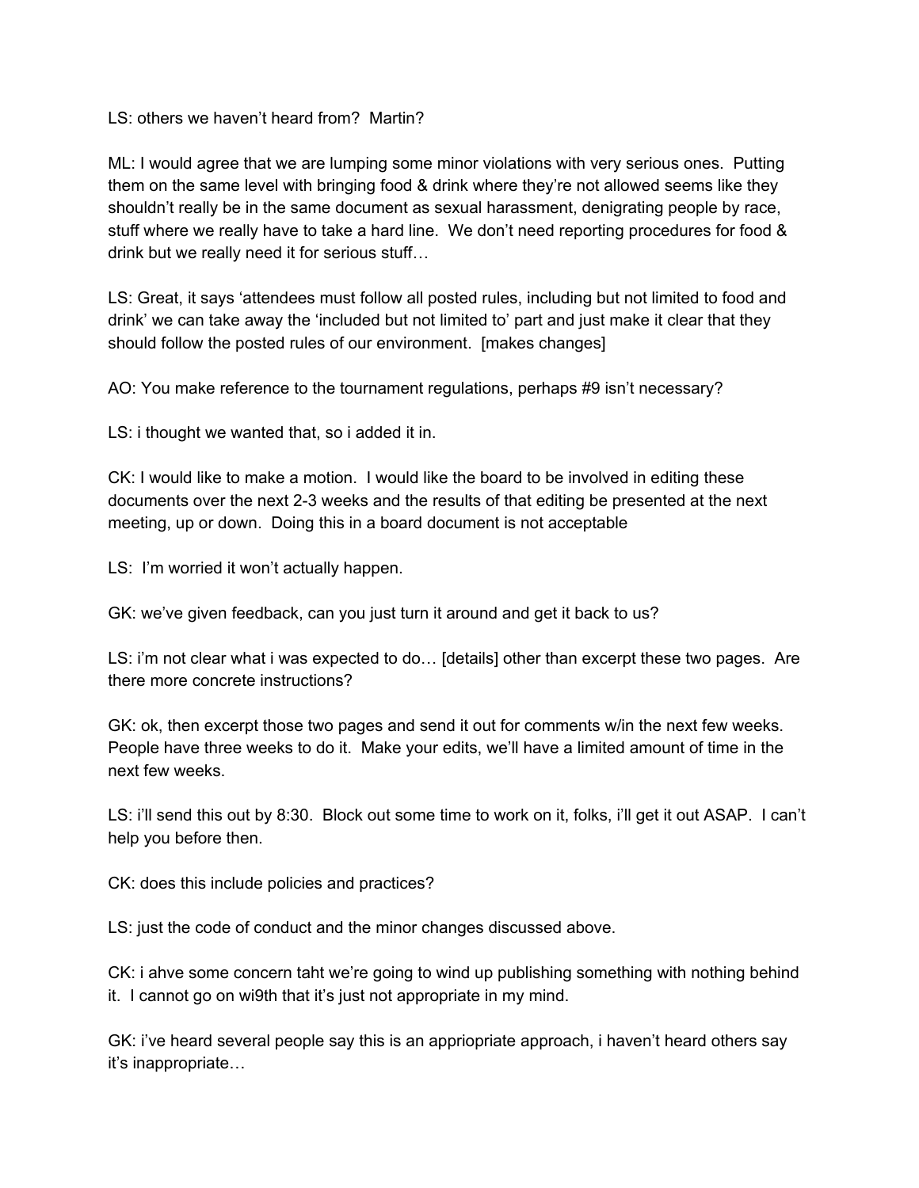LS: others we haven't heard from? Martin?

ML: I would agree that we are lumping some minor violations with very serious ones. Putting them on the same level with bringing food & drink where they're not allowed seems like they shouldn't really be in the same document as sexual harassment, denigrating people by race, stuff where we really have to take a hard line. We don't need reporting procedures for food & drink but we really need it for serious stuff…

LS: Great, it says 'attendees must follow all posted rules, including but not limited to food and drink' we can take away the 'included but not limited to' part and just make it clear that they should follow the posted rules of our environment. [makes changes]

AO: You make reference to the tournament regulations, perhaps #9 isn't necessary?

LS: i thought we wanted that, so i added it in.

CK: I would like to make a motion. I would like the board to be involved in editing these documents over the next 2-3 weeks and the results of that editing be presented at the next meeting, up or down. Doing this in a board document is not acceptable

LS: I'm worried it won't actually happen.

GK: we've given feedback, can you just turn it around and get it back to us?

LS: i'm not clear what i was expected to do… [details] other than excerpt these two pages. Are there more concrete instructions?

GK: ok, then excerpt those two pages and send it out for comments w/in the next few weeks. People have three weeks to do it. Make your edits, we'll have a limited amount of time in the next few weeks.

LS: i'll send this out by 8:30. Block out some time to work on it, folks, i'll get it out ASAP. I can't help you before then.

CK: does this include policies and practices?

LS: just the code of conduct and the minor changes discussed above.

CK: i ahve some concern taht we're going to wind up publishing something with nothing behind it. I cannot go on wi9th that it's just not appropriate in my mind.

GK: i've heard several people say this is an appriopriate approach, i haven't heard others say it's inappropriate…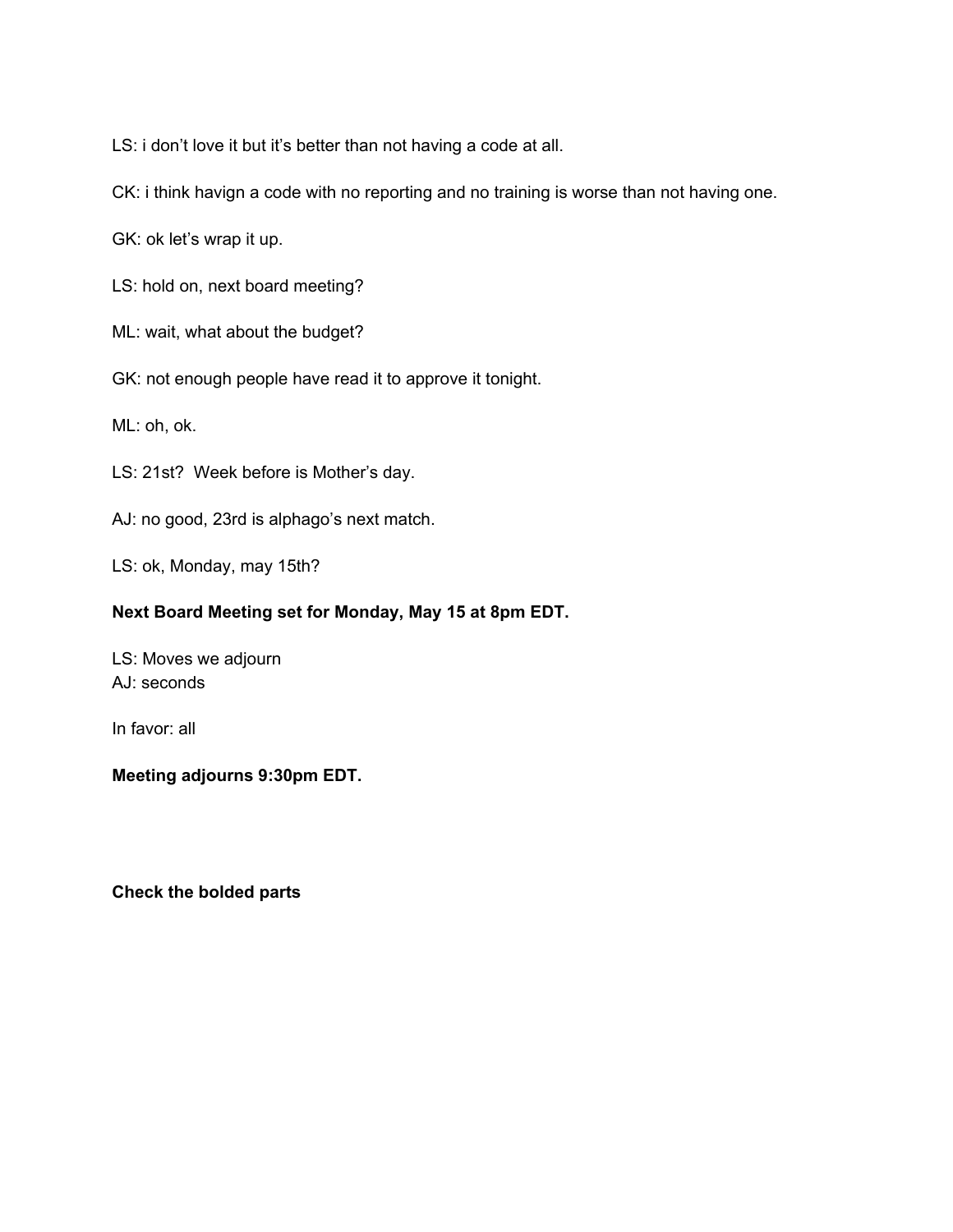LS: i don't love it but it's better than not having a code at all.

CK: i think havign a code with no reporting and no training is worse than not having one.

GK: ok let's wrap it up.

LS: hold on, next board meeting?

ML: wait, what about the budget?

GK: not enough people have read it to approve it tonight.

ML: oh, ok.

LS: 21st? Week before is Mother's day.

AJ: no good, 23rd is alphago's next match.

LS: ok, Monday, may 15th?

**Next Board Meeting set for Monday, May 15 at 8pm EDT.**

LS: Moves we adjourn
AJ: seconds

In favor: all

**Meeting adjourns 9:30pm EDT.**

**Check the bolded parts**